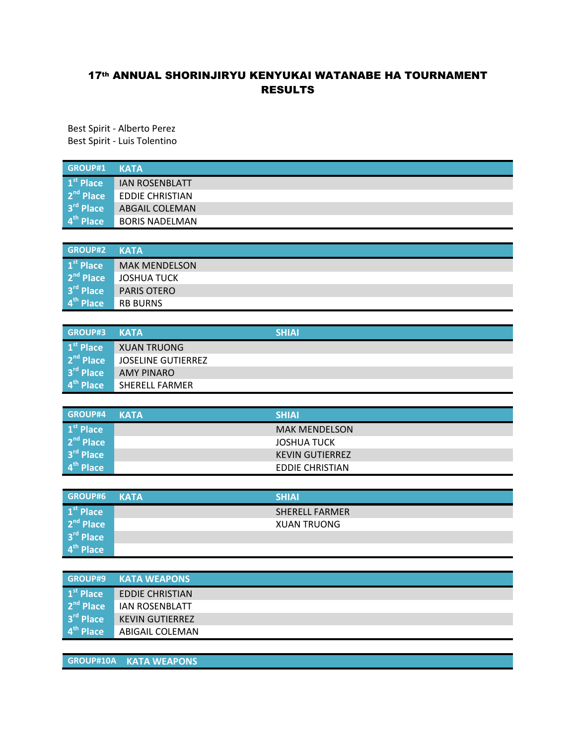# 17th ANNUAL SHORINJIRYU KENYUKAI WATANABE HA TOURNAMENT RESULTS

Best Spirit - Alberto Perez
Best Spirit - Luis Tolentino

| GROUP#1 | KATA |
|---|---|
| 1st Place | IAN ROSENBLATT |
| 2nd Place | EDDIE CHRISTIAN |
| 3rd Place | ABGAIL COLEMAN |
| 4th Place | BORIS NADELMAN |

| GROUP#2 | KATA |
|---|---|
| 1st Place | MAK MENDELSON |
| 2nd Place | JOSHUA TUCK |
| 3rd Place | PARIS OTERO |
| 4th Place | RB BURNS |

| GROUP#3 | KATA | SHIAI |
|---|---|---|
| 1st Place | XUAN TRUONG | |
| 2nd Place | JOSELINE GUTIERREZ | |
| 3rd Place | AMY PINARO | |
| 4th Place | SHERELL FARMER | |

| GROUP#4 | KATA | SHIAI |
|---|---|---|
| 1st Place | | MAK MENDELSON |
| 2nd Place | | JOSHUA TUCK |
| 3rd Place | | KEVIN GUTIERREZ |
| 4th Place | | EDDIE CHRISTIAN |

| GROUP#6 | KATA | SHIAI |
|---|---|---|
| 1st Place | | SHERELL FARMER |
| 2nd Place | | XUAN TRUONG |
| 3rd Place | | |
| 4th Place | | |

| GROUP#9 | KATA WEAPONS |
|---|---|
| 1st Place | EDDIE CHRISTIAN |
| 2nd Place | IAN ROSENBLATT |
| 3rd Place | KEVIN GUTIERREZ |
| 4th Place | ABIGAIL COLEMAN |

| GROUP#10A | KATA WEAPONS |
|---|---|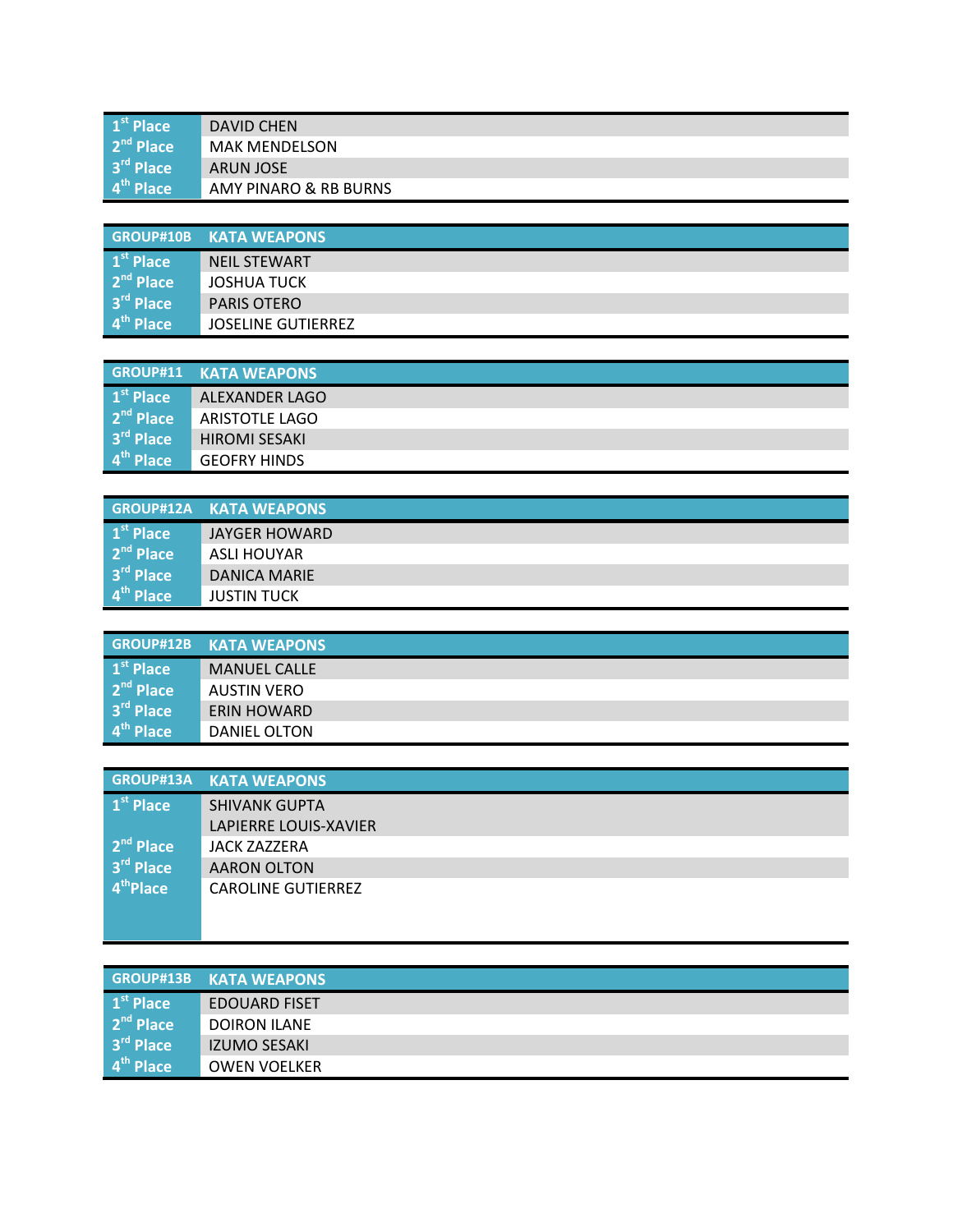| | |
|---|---|
| 1st Place | DAVID CHEN |
| 2nd Place | MAK MENDELSON |
| 3rd Place | ARUN JOSE |
| 4th Place | AMY PINARO & RB BURNS |

| GROUP#10B | KATA WEAPONS |
|---|---|
| 1st Place | NEIL STEWART |
| 2nd Place | JOSHUA TUCK |
| 3rd Place | PARIS OTERO |
| 4th Place | JOSELINE GUTIERREZ |

| GROUP#11 | KATA WEAPONS |
|---|---|
| 1st Place | ALEXANDER LAGO |
| 2nd Place | ARISTOTLE LAGO |
| 3rd Place | HIROMI SESAKI |
| 4th Place | GEOFRY HINDS |

| GROUP#12A | KATA WEAPONS |
|---|---|
| 1st Place | JAYGER HOWARD |
| 2nd Place | ASLI HOUYAR |
| 3rd Place | DANICA MARIE |
| 4th Place | JUSTIN TUCK |

| GROUP#12B | KATA WEAPONS |
|---|---|
| 1st Place | MANUEL CALLE |
| 2nd Place | AUSTIN VERO |
| 3rd Place | ERIN HOWARD |
| 4th Place | DANIEL OLTON |

| GROUP#13A | KATA WEAPONS |
|---|---|
| 1st Place | SHIVANK GUPTA<br>LAPIERRE LOUIS-XAVIER |
| 2nd Place | JACK ZAZZERA |
| 3rd Place | AARON OLTON |
| 4thPlace | CAROLINE GUTIERREZ |

| GROUP#13B | KATA WEAPONS |
|---|---|
| 1st Place | EDOUARD FISET |
| 2nd Place | DOIRON ILANE |
| 3rd Place | IZUMO SESAKI |
| 4th Place | OWEN VOELKER |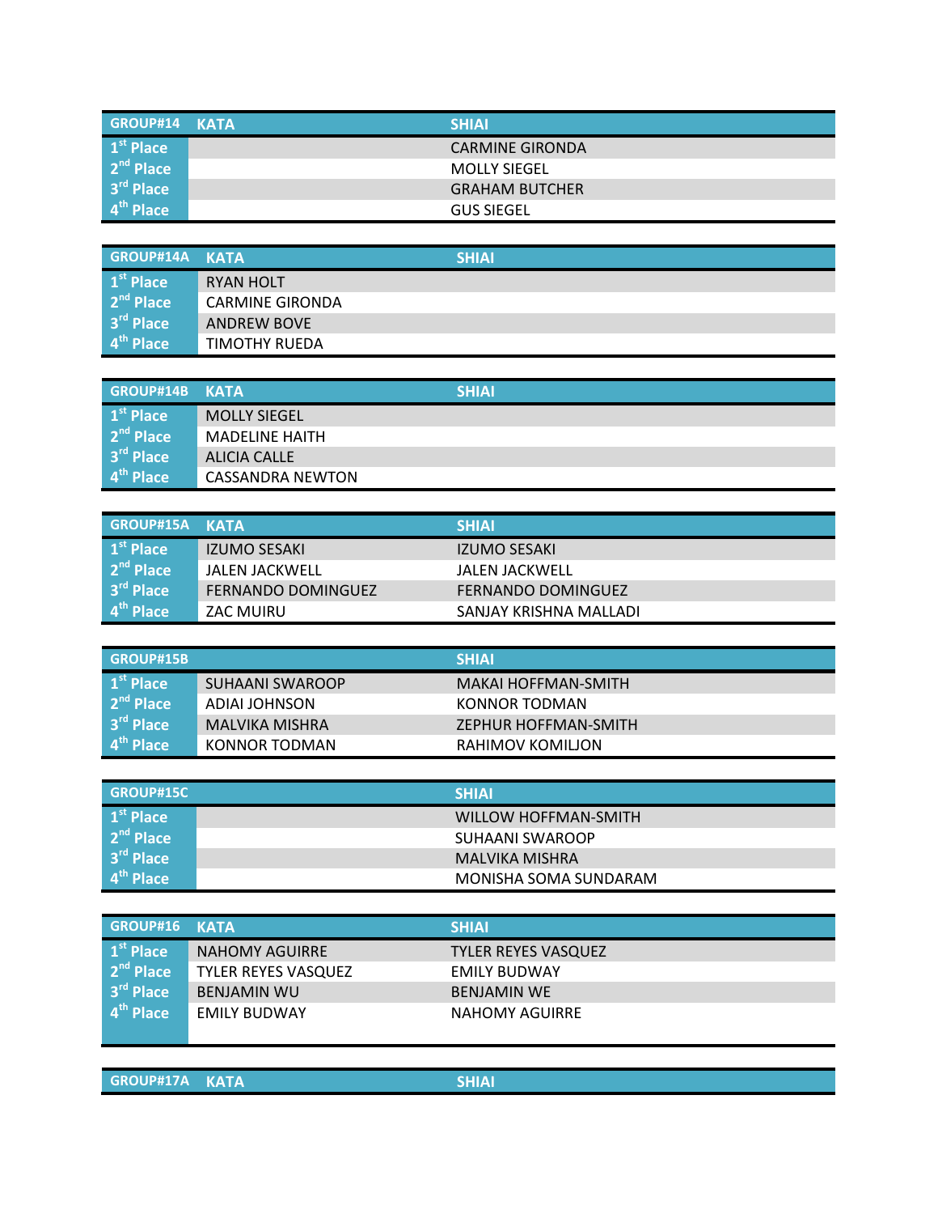| GROUP#14 | KATA | SHIAI |
|---|---|---|
| 1st Place | | CARMINE GIRONDA |
| 2nd Place | | MOLLY SIEGEL |
| 3rd Place | | GRAHAM BUTCHER |
| 4th Place | | GUS SIEGEL |

| GROUP#14A | KATA | SHIAI |
|---|---|---|
| 1st Place | RYAN HOLT | |
| 2nd Place | CARMINE GIRONDA | |
| 3rd Place | ANDREW BOVE | |
| 4th Place | TIMOTHY RUEDA | |

| GROUP#14B | KATA | SHIAI |
|---|---|---|
| 1st Place | MOLLY SIEGEL | |
| 2nd Place | MADELINE HAITH | |
| 3rd Place | ALICIA CALLE | |
| 4th Place | CASSANDRA NEWTON | |

| GROUP#15A | KATA | SHIAI |
|---|---|---|
| 1st Place | IZUMO SESAKI | IZUMO SESAKI |
| 2nd Place | JALEN JACKWELL | JALEN JACKWELL |
| 3rd Place | FERNANDO DOMINGUEZ | FERNANDO DOMINGUEZ |
| 4th Place | ZAC MUIRU | SANJAY KRISHNA MALLADI |

| GROUP#15B | | SHIAI |
|---|---|---|
| 1st Place | SUHAANI SWAROOP | MAKAI HOFFMAN-SMITH |
| 2nd Place | ADIAI JOHNSON | KONNOR TODMAN |
| 3rd Place | MALVIKA MISHRA | ZEPHUR HOFFMAN-SMITH |
| 4th Place | KONNOR TODMAN | RAHIMOV KOMILJON |

| GROUP#15C | | SHIAI |
|---|---|---|
| 1st Place | | WILLOW HOFFMAN-SMITH |
| 2nd Place | | SUHAANI SWAROOP |
| 3rd Place | | MALVIKA MISHRA |
| 4th Place | | MONISHA SOMA SUNDARAM |

| GROUP#16 | KATA | SHIAI |
|---|---|---|
| 1st Place | NAHOMY AGUIRRE | TYLER REYES VASQUEZ |
| 2nd Place | TYLER REYES VASQUEZ | EMILY BUDWAY |
| 3rd Place | BENJAMIN WU | BENJAMIN WE |
| 4th Place | EMILY BUDWAY | NAHOMY AGUIRRE |

| GROUP#17A | KATA | SHIAI |
|---|---|---|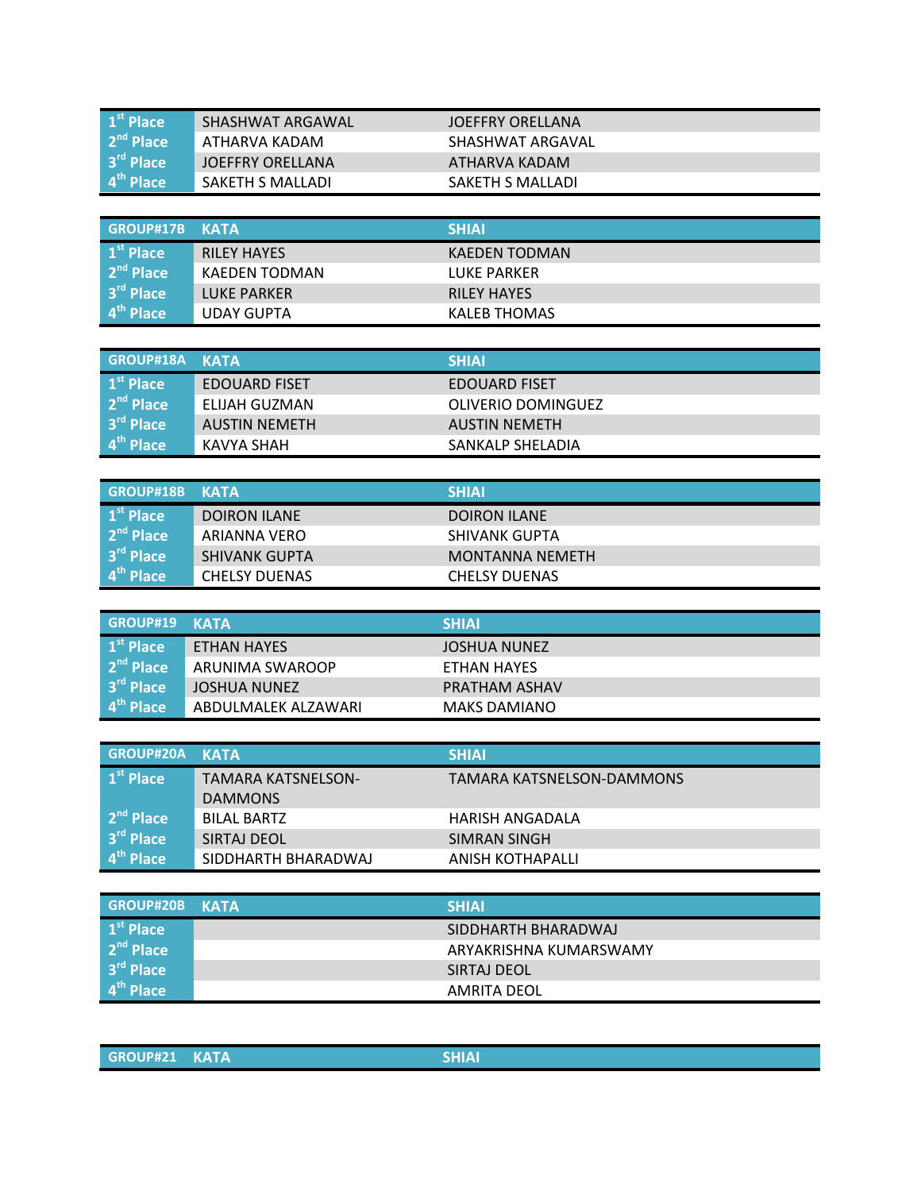| | | |
|---|---|---|
| 1st Place | SHASHWAT ARGAWAL | JOEFFRY ORELLANA |
| 2nd Place | ATHARVA KADAM | SHASHWAT ARGAVAL |
| 3rd Place | JOEFFRY ORELLANA | ATHARVA KADAM |
| 4th Place | SAKETH S MALLADI | SAKETH S MALLADI |

| GROUP#17B | KATA | SHIAI |
|---|---|---|
| 1st Place | RILEY HAYES | KAEDEN TODMAN |
| 2nd Place | KAEDEN TODMAN | LUKE PARKER |
| 3rd Place | LUKE PARKER | RILEY HAYES |
| 4th Place | UDAY GUPTA | KALEB THOMAS |

| GROUP#18A | KATA | SHIAI |
|---|---|---|
| 1st Place | EDOUARD FISET | EDOUARD FISET |
| 2nd Place | ELIJAH GUZMAN | OLIVERIO DOMINGUEZ |
| 3rd Place | AUSTIN NEMETH | AUSTIN NEMETH |
| 4th Place | KAVYA SHAH | SANKALP SHELADIA |

| GROUP#18B | KATA | SHIAI |
|---|---|---|
| 1st Place | DOIRON ILANE | DOIRON ILANE |
| 2nd Place | ARIANNA VERO | SHIVANK GUPTA |
| 3rd Place | SHIVANK GUPTA | MONTANNA NEMETH |
| 4th Place | CHELSY DUENAS | CHELSY DUENAS |

| GROUP#19 | KATA | SHIAI |
|---|---|---|
| 1st Place | ETHAN HAYES | JOSHUA NUNEZ |
| 2nd Place | ARUNIMA SWAROOP | ETHAN HAYES |
| 3rd Place | JOSHUA NUNEZ | PRATHAM ASHAV |
| 4th Place | ABDULMALEK ALZAWARI | MAKS DAMIANO |

| GROUP#20A | KATA | SHIAI |
|---|---|---|
| 1st Place | TAMARA KATSNELSON-DAMMONS | TAMARA KATSNELSON-DAMMONS |
| 2nd Place | BILAL BARTZ | HARISH ANGADALA |
| 3rd Place | SIRTAJ DEOL | SIMRAN SINGH |
| 4th Place | SIDDHARTH BHARADWAJ | ANISH KOTHAPALLI |

| GROUP#20B | KATA | SHIAI |
|---|---|---|
| 1st Place | | SIDDHARTH BHARADWAJ |
| 2nd Place | | ARYAKRISHNA KUMARSWAMY |
| 3rd Place | | SIRTAJ DEOL |
| 4th Place | | AMRITA DEOL |

| GROUP#21 | KATA | SHIAI |
|---|---|---|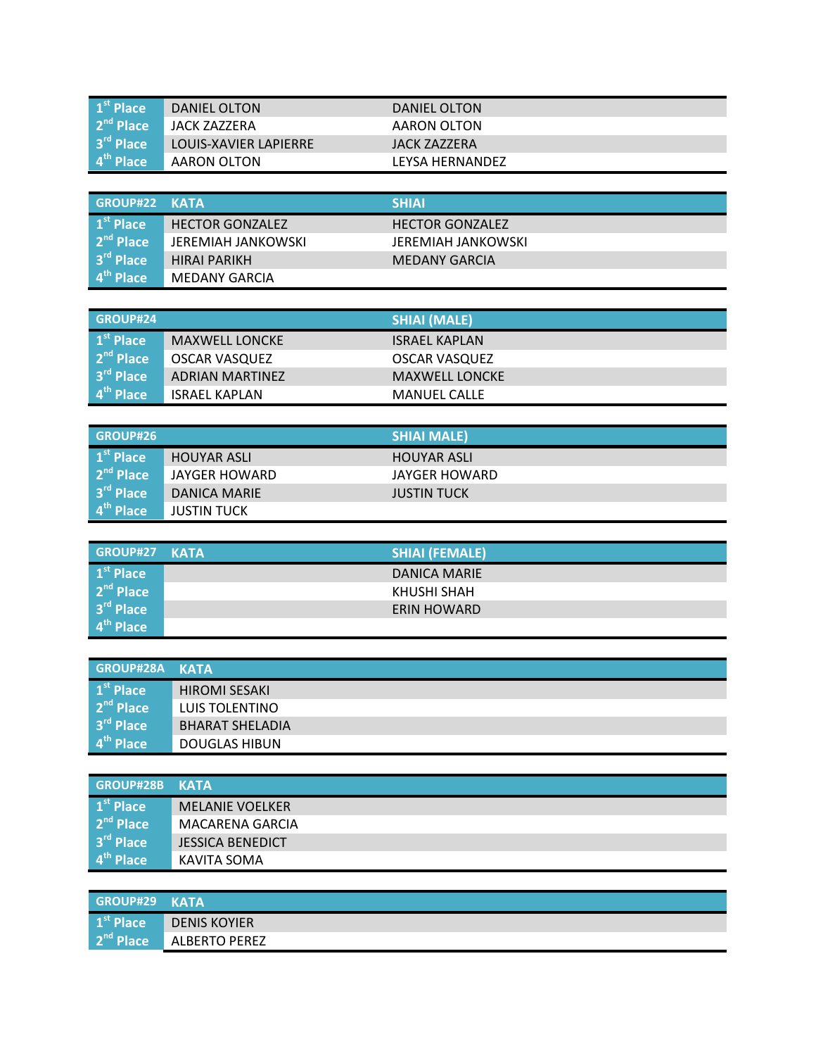| | | |
|---|---|---|
| 1st Place | DANIEL OLTON | DANIEL OLTON |
| 2nd Place | JACK ZAZZERA | AARON OLTON |
| 3rd Place | LOUIS-XAVIER LAPIERRE | JACK ZAZZERA |
| 4th Place | AARON OLTON | LEYSA HERNANDEZ |

| GROUP#22 | KATA | SHIAI |
|---|---|---|
| 1st Place | HECTOR GONZALEZ | HECTOR GONZALEZ |
| 2nd Place | JEREMIAH JANKOWSKI | JEREMIAH JANKOWSKI |
| 3rd Place | HIRAI PARIKH | MEDANY GARCIA |
| 4th Place | MEDANY GARCIA | |

| GROUP#24 | | SHIAI (MALE) |
|---|---|---|
| 1st Place | MAXWELL LONCKE | ISRAEL KAPLAN |
| 2nd Place | OSCAR VASQUEZ | OSCAR VASQUEZ |
| 3rd Place | ADRIAN MARTINEZ | MAXWELL LONCKE |
| 4th Place | ISRAEL KAPLAN | MANUEL CALLE |

| GROUP#26 | | SHIAI MALE) |
|---|---|---|
| 1st Place | HOUYAR ASLI | HOUYAR ASLI |
| 2nd Place | JAYGER HOWARD | JAYGER HOWARD |
| 3rd Place | DANICA MARIE | JUSTIN TUCK |
| 4th Place | JUSTIN TUCK | |

| GROUP#27 | KATA | SHIAI (FEMALE) |
|---|---|---|
| 1st Place | | DANICA MARIE |
| 2nd Place | | KHUSHI SHAH |
| 3rd Place | | ERIN HOWARD |
| 4th Place | | |

| GROUP#28A | KATA |
|---|---|
| 1st Place | HIROMI SESAKI |
| 2nd Place | LUIS TOLENTINO |
| 3rd Place | BHARAT SHELADIA |
| 4th Place | DOUGLAS HIBUN |

| GROUP#28B | KATA |
|---|---|
| 1st Place | MELANIE VOELKER |
| 2nd Place | MACARENA GARCIA |
| 3rd Place | JESSICA BENEDICT |
| 4th Place | KAVITA SOMA |

| GROUP#29 | KATA |
|---|---|
| 1st Place | DENIS KOYIER |
| 2nd Place | ALBERTO PEREZ |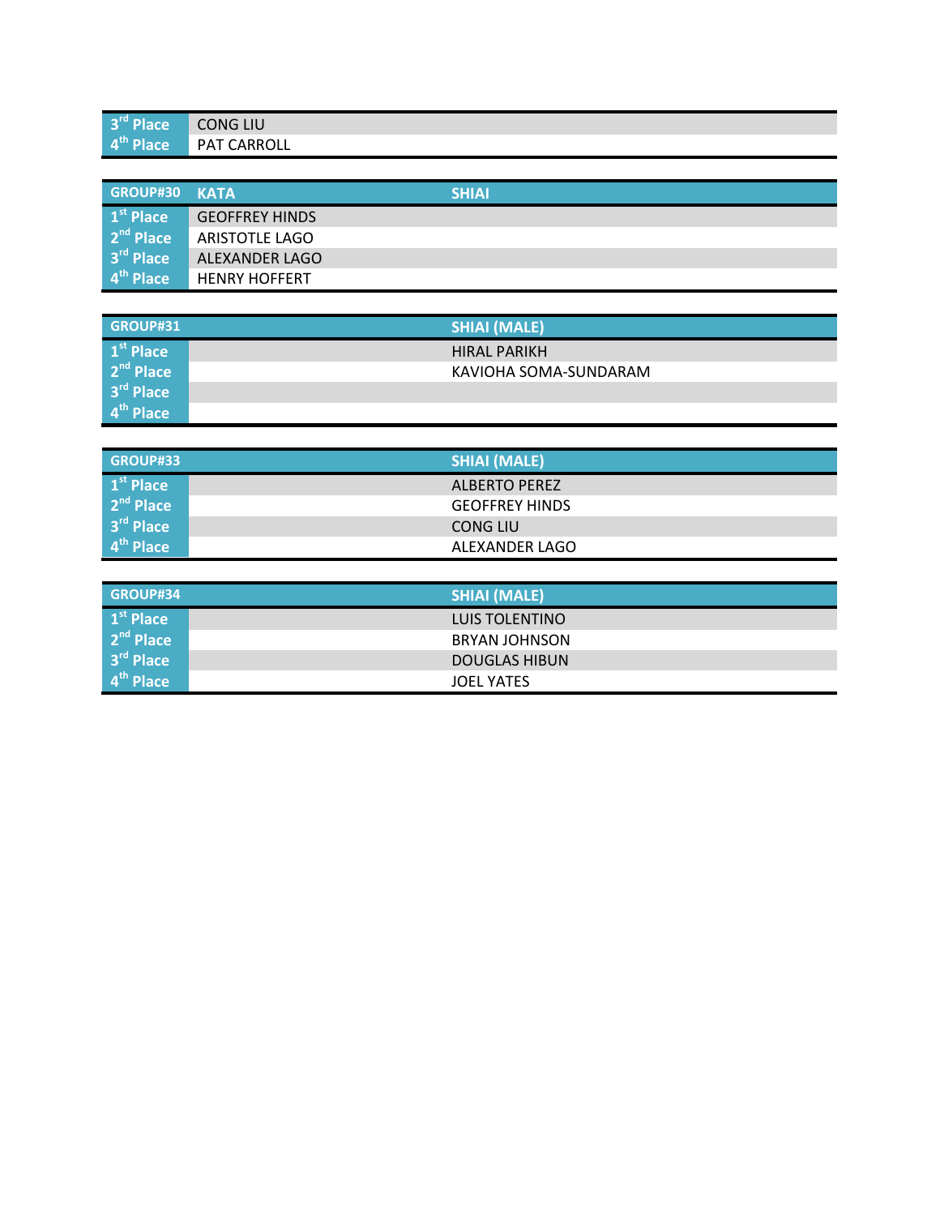| | | |
|---|---|---|
| 3rd Place | CONG LIU | |
| 4th Place | PAT CARROLL | |

| GROUP#30 | KATA | SHIAI |
|---|---|---|
| 1st Place | GEOFFREY HINDS | |
| 2nd Place | ARISTOTLE LAGO | |
| 3rd Place | ALEXANDER LAGO | |
| 4th Place | HENRY HOFFERT | |

| GROUP#31 | | SHIAI (MALE) |
|---|---|---|
| 1st Place | | HIRAL PARIKH |
| 2nd Place | | KAVIOHA SOMA-SUNDARAM |
| 3rd Place | | |
| 4th Place | | |

| GROUP#33 | | SHIAI (MALE) |
|---|---|---|
| 1st Place | | ALBERTO PEREZ |
| 2nd Place | | GEOFFREY HINDS |
| 3rd Place | | CONG LIU |
| 4th Place | | ALEXANDER LAGO |

| GROUP#34 | | SHIAI (MALE) |
|---|---|---|
| 1st Place | | LUIS TOLENTINO |
| 2nd Place | | BRYAN JOHNSON |
| 3rd Place | | DOUGLAS HIBUN |
| 4th Place | | JOEL YATES |